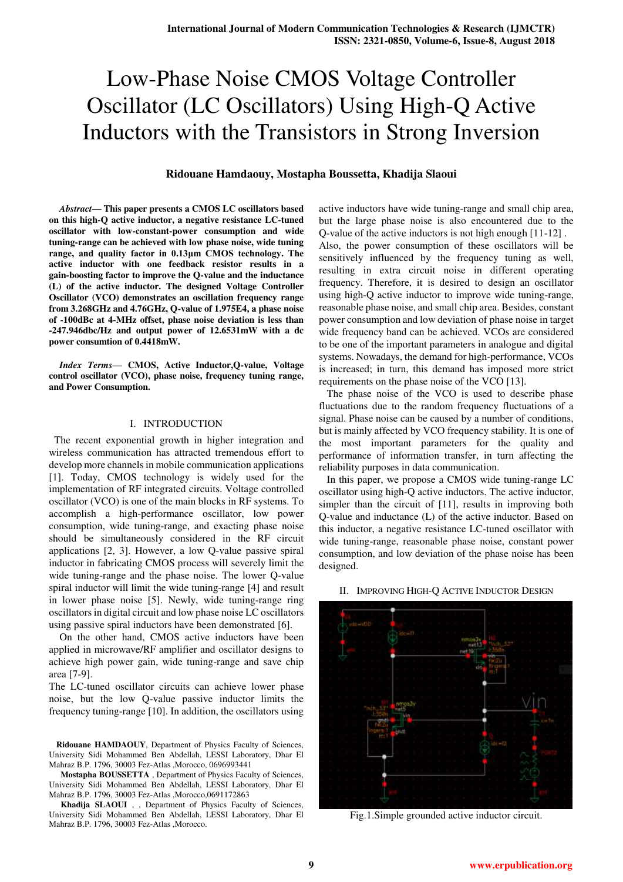# Low-Phase Noise CMOS Voltage Controller Oscillator (LC Oscillators) Using High-Q Active Inductors with the Transistors in Strong Inversion

**Ridouane Hamdaouy, Mostapha Boussetta, Khadija Slaoui**

***Abstract*— This paper presents a CMOS LC oscillators based on this high-Q active inductor, a negative resistance LC-tuned oscillator with low-constant-power consumption and wide tuning-range can be achieved with low phase noise, wide tuning range, and quality factor in 0.13µm CMOS technology. The active inductor with one feedback resistor results in a gain-boosting factor to improve the Q-value and the inductance (L) of the active inductor. The designed Voltage Controller Oscillator (VCO) demonstrates an oscillation frequency range from 3.268GHz and 4.76GHz, Q-value of 1.975E4, a phase noise of -100dBc at 4-MHz offset, phase noise deviation is less than -247.946dbc/Hz and output power of 12.6531mW with a dc power consumtion of 0.4418mW.**

***Index Terms*— CMOS, Active Inductor,Q-value, Voltage control oscillator (VCO), phase noise, frequency tuning range, and Power Consumption.**

## I. INTRODUCTION

The recent exponential growth in higher integration and wireless communication has attracted tremendous effort to develop more channels in mobile communication applications [1]. Today, CMOS technology is widely used for the implementation of RF integrated circuits. Voltage controlled oscillator (VCO) is one of the main blocks in RF systems. To accomplish a high-performance oscillator, low power consumption, wide tuning-range, and exacting phase noise should be simultaneously considered in the RF circuit applications [2, 3]. However, a low Q-value passive spiral inductor in fabricating CMOS process will severely limit the wide tuning-range and the phase noise. The lower Q-value spiral inductor will limit the wide tuning-range [4] and result in lower phase noise [5]. Newly, wide tuning-range ring oscillators in digital circuit and low phase noise LC oscillators using passive spiral inductors have been demonstrated [6].

On the other hand, CMOS active inductors have been applied in microwave/RF amplifier and oscillator designs to achieve high power gain, wide tuning-range and save chip area [7-9].

The LC-tuned oscillator circuits can achieve lower phase noise, but the low Q-value passive inductor limits the frequency tuning-range [10]. In addition, the oscillators using active inductors have wide tuning-range and small chip area, but the large phase noise is also encountered due to the Q-value of the active inductors is not high enough [11-12] . Also, the power consumption of these oscillators will be sensitively influenced by the frequency tuning as well, resulting in extra circuit noise in different operating frequency. Therefore, it is desired to design an oscillator using high-Q active inductor to improve wide tuning-range, reasonable phase noise, and small chip area. Besides, constant power consumption and low deviation of phase noise in target wide frequency band can be achieved. VCOs are considered to be one of the important parameters in analogue and digital systems. Nowadays, the demand for high-performance, VCOs is increased; in turn, this demand has imposed more strict requirements on the phase noise of the VCO [13].

The phase noise of the VCO is used to describe phase fluctuations due to the random frequency fluctuations of a signal. Phase noise can be caused by a number of conditions, but is mainly affected by VCO frequency stability. It is one of the most important parameters for the quality and performance of information transfer, in turn affecting the reliability purposes in data communication.

In this paper, we propose a CMOS wide tuning-range LC oscillator using high-Q active inductors. The active inductor, simpler than the circuit of [11], results in improving both Q-value and inductance (L) of the active inductor. Based on this inductor, a negative resistance LC-tuned oscillator with wide tuning-range, reasonable phase noise, constant power consumption, and low deviation of the phase noise has been designed.

## II. IMPROVING HIGH-Q ACTIVE INDUCTOR DESIGN

Fig.1.Simple grounded active inductor circuit.

**Ridouane HAMDAOUY**, Department of Physics Faculty of Sciences, University Sidi Mohammed Ben Abdellah, LESSI Laboratory, Dhar El Mahraz B.P. 1796, 30003 Fez-Atlas ,Morocco, 0696993441

**Mostapha BOUSSETTA** , Department of Physics Faculty of Sciences, University Sidi Mohammed Ben Abdellah, LESSI Laboratory, Dhar El Mahraz B.P. 1796, 30003 Fez-Atlas ,Morocco,0691172863

**Khadija SLAOUI** , , Department of Physics Faculty of Sciences, University Sidi Mohammed Ben Abdellah, LESSI Laboratory, Dhar El Mahraz B.P. 1796, 30003 Fez-Atlas ,Morocco.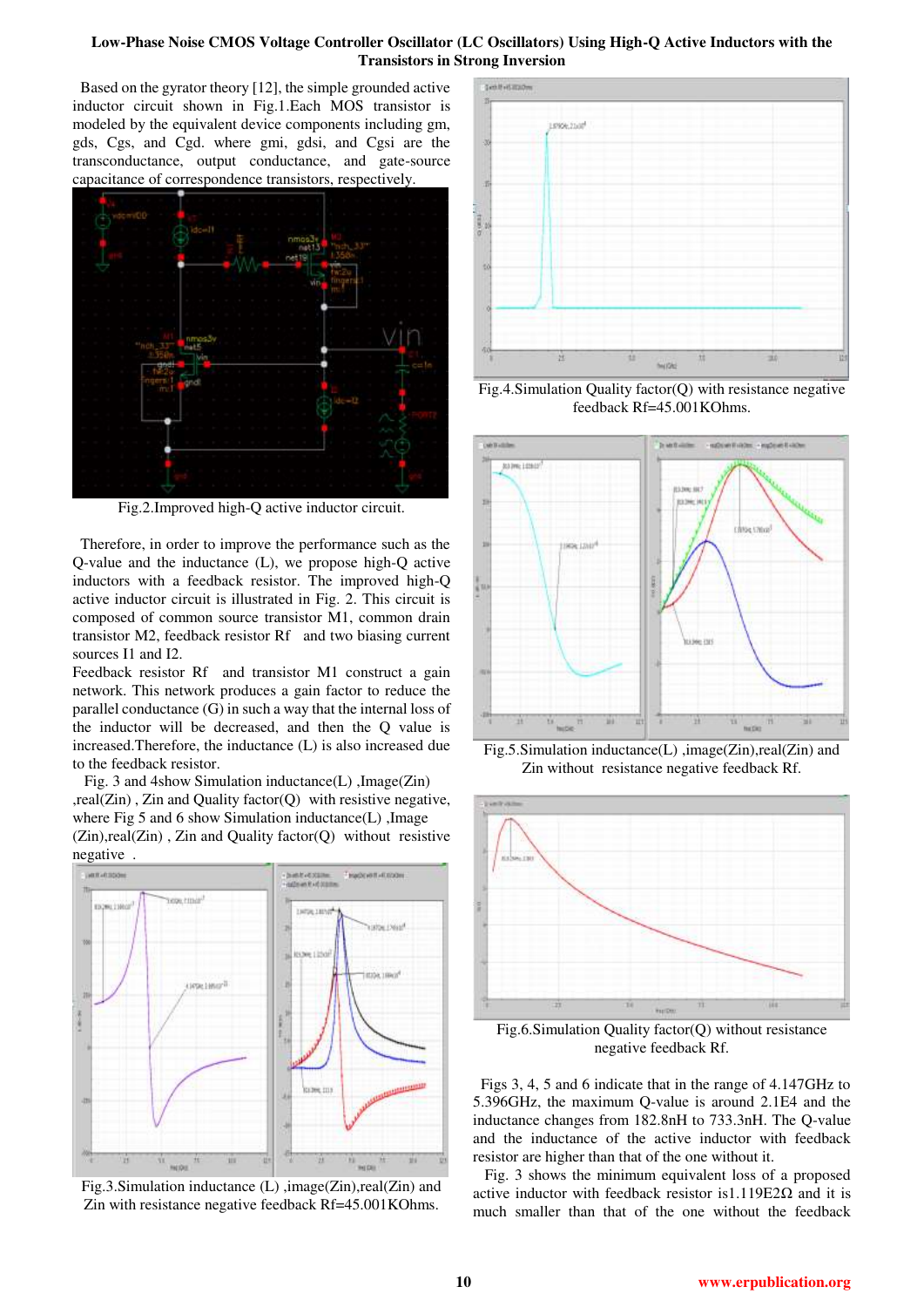Based on the gyrator theory [12], the simple grounded active inductor circuit shown in Fig.1.Each MOS transistor is modeled by the equivalent device components including gm, gds, Cgs, and Cgd. where gmi, gdsi, and Cgsi are the transconductance, output conductance, and gate-source capacitance of correspondence transistors, respectively.

Fig.2.Improved high-Q active inductor circuit.

Therefore, in order to improve the performance such as the Q-value and the inductance (L), we propose high-Q active inductors with a feedback resistor. The improved high-Q active inductor circuit is illustrated in Fig. 2. This circuit is composed of common source transistor M1, common drain transistor M2, feedback resistor Rf and two biasing current sources I1 and I2.

Feedback resistor Rf and transistor M1 construct a gain network. This network produces a gain factor to reduce the parallel conductance (G) in such a way that the internal loss of the inductor will be decreased, and then the Q value is increased.Therefore, the inductance (L) is also increased due to the feedback resistor.

Fig. 3 and 4show Simulation inductance(L) ,Image(Zin) ,real(Zin) , Zin and Quality factor(Q) with resistive negative, where Fig 5 and 6 show Simulation inductance(L) ,Image (Zin),real(Zin) , Zin and Quality factor(Q) without resistive negative .

Fig.3.Simulation inductance (L) ,image(Zin),real(Zin) and Zin with resistance negative feedback Rf=45.001KOhms.

Fig.4.Simulation Quality factor(Q) with resistance negative feedback Rf=45.001KOhms.

Fig.5.Simulation inductance(L) ,image(Zin),real(Zin) and Zin without resistance negative feedback Rf.

Fig.6.Simulation Quality factor(Q) without resistance negative feedback Rf.

Figs 3, 4, 5 and 6 indicate that in the range of 4.147GHz to 5.396GHz, the maximum Q-value is around 2.1E4 and the inductance changes from 182.8nH to 733.3nH. The Q-value and the inductance of the active inductor with feedback resistor are higher than that of the one without it.

Fig. 3 shows the minimum equivalent loss of a proposed active inductor with feedback resistor is1.119E2Ω and it is much smaller than that of the one without the feedback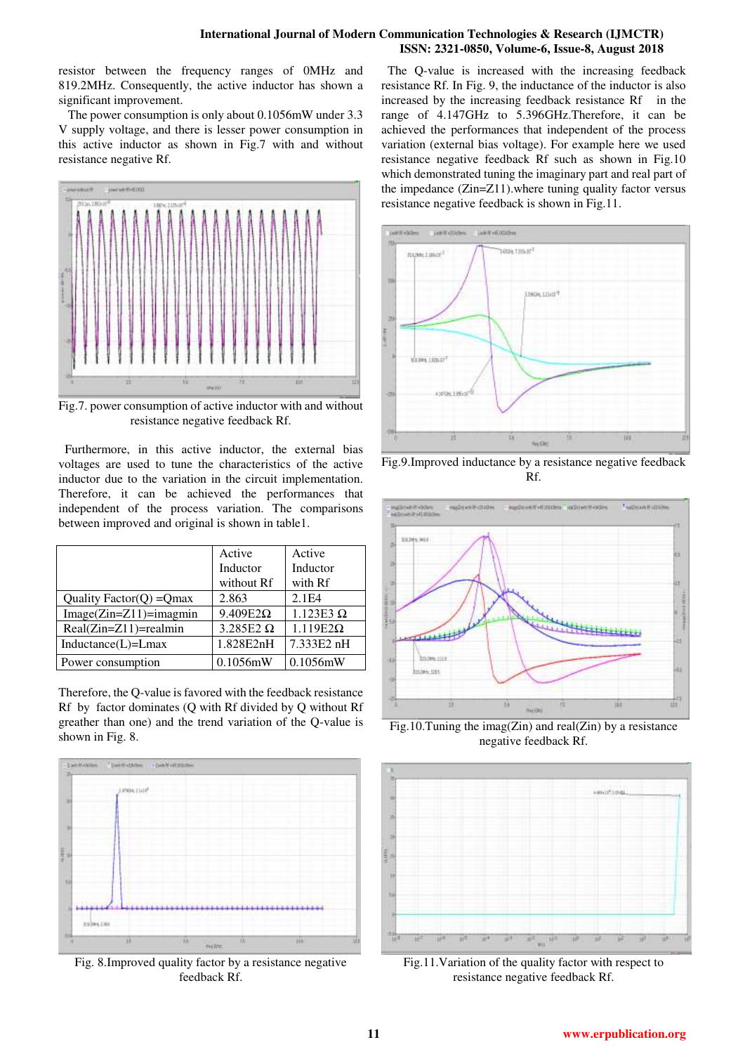resistor between the frequency ranges of 0MHz and 819.2MHz. Consequently, the active inductor has shown a significant improvement.

The power consumption is only about 0.1056mW under 3.3 V supply voltage, and there is lesser power consumption in this active inductor as shown in Fig.7 with and without resistance negative Rf.

Fig.7. power consumption of active inductor with and without resistance negative feedback Rf.

Furthermore, in this active inductor, the external bias voltages are used to tune the characteristics of the active inductor due to the variation in the circuit implementation. Therefore, it can be achieved the performances that independent of the process variation. The comparisons between improved and original is shown in table1.

| | Active Inductor without Rf | Active Inductor with Rf |
|---|---|---|
| Quality Factor(Q) =Qmax | 2.863 | 2.1E4 |
| Image(Zin=Z11)=imagmin | 9.409E2Ω | 1.123E3 Ω |
| Real(Zin=Z11)=realmin | 3.285E2 Ω | 1.119E2Ω |
| Inductance(L)=Lmax | 1.828E2nH | 7.333E2 nH |
| Power consumption | 0.1056mW | 0.1056mW |

Therefore, the Q-value is favored with the feedback resistance Rf by factor dominates (Q with Rf divided by Q without Rf greather than one) and the trend variation of the Q-value is shown in Fig. 8.

Fig. 8.Improved quality factor by a resistance negative feedback Rf.

The Q-value is increased with the increasing feedback resistance Rf. In Fig. 9, the inductance of the inductor is also increased by the increasing feedback resistance Rf in the range of 4.147GHz to 5.396GHz.Therefore, it can be achieved the performances that independent of the process variation (external bias voltage). For example here we used resistance negative feedback Rf such as shown in Fig.10 which demonstrated tuning the imaginary part and real part of the impedance (Zin=Z11).where tuning quality factor versus resistance negative feedback is shown in Fig.11.

Fig.9.Improved inductance by a resistance negative feedback Rf.

Fig.10.Tuning the imag(Zin) and real(Zin) by a resistance negative feedback Rf.

Fig.11.Variation of the quality factor with respect to resistance negative feedback Rf.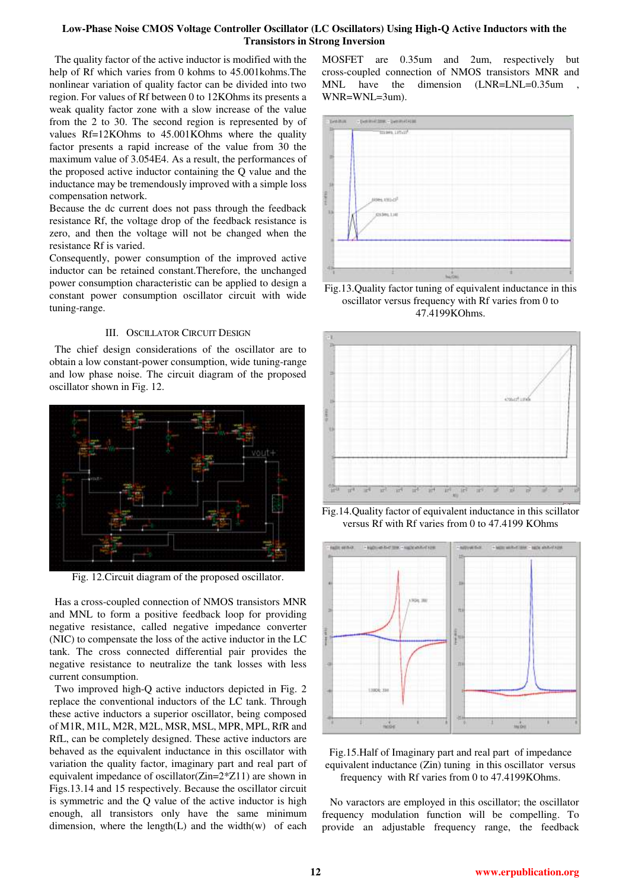The quality factor of the active inductor is modified with the help of Rf which varies from 0 kohms to 45.001kohms.The nonlinear variation of quality factor can be divided into two region. For values of Rf between 0 to 12KOhms its presents a weak quality factor zone with a slow increase of the value from the 2 to 30. The second region is represented by of values Rf=12KOhms to 45.001KOhms where the quality factor presents a rapid increase of the value from 30 the maximum value of 3.054E4. As a result, the performances of the proposed active inductor containing the Q value and the inductance may be tremendously improved with a simple loss compensation network.

Because the dc current does not pass through the feedback resistance Rf, the voltage drop of the feedback resistance is zero, and then the voltage will not be changed when the resistance Rf is varied.

Consequently, power consumption of the improved active inductor can be retained constant.Therefore, the unchanged power consumption characteristic can be applied to design a constant power consumption oscillator circuit with wide tuning-range.

## III. Oscillator Circuit Design

The chief design considerations of the oscillator are to obtain a low constant-power consumption, wide tuning-range and low phase noise. The circuit diagram of the proposed oscillator shown in Fig. 12.

Fig. 12.Circuit diagram of the proposed oscillator.

Has a cross-coupled connection of NMOS transistors MNR and MNL to form a positive feedback loop for providing negative resistance, called negative impedance converter (NIC) to compensate the loss of the active inductor in the LC tank. The cross connected differential pair provides the negative resistance to neutralize the tank losses with less current consumption.

Two improved high-Q active inductors depicted in Fig. 2 replace the conventional inductors of the LC tank. Through these active inductors a superior oscillator, being composed of M1R, M1L, M2R, M2L, MSR, MSL, MPR, MPL, RfR and RfL, can be completely designed. These active inductors are behaved as the equivalent inductance in this oscillator with variation the quality factor, imaginary part and real part of equivalent impedance of oscillator(Zin=2*Z11) are shown in Figs.13.14 and 15 respectively. Because the oscillator circuit is symmetric and the Q value of the active inductor is high enough, all transistors only have the same minimum dimension, where the length(L) and the width(w) of each MOSFET are 0.35um and 2um, respectively but cross-coupled connection of NMOS transistors MNR and MNL have the dimension (LNR=LNL=0.35um , WNR=WNL=3um).

Fig.13.Quality factor tuning of equivalent inductance in this oscillator versus frequency with Rf varies from 0 to 47.4199KOhms.

Fig.14.Quality factor of equivalent inductance in this scillator versus Rf with Rf varies from 0 to 47.4199 KOhms

Fig.15.Half of Imaginary part and real part of impedance equivalent inductance (Zin) tuning in this oscillator versus frequency with Rf varies from 0 to 47.4199KOhms.

No varactors are employed in this oscillator; the oscillator frequency modulation function will be compelling. To provide an adjustable frequency range, the feedback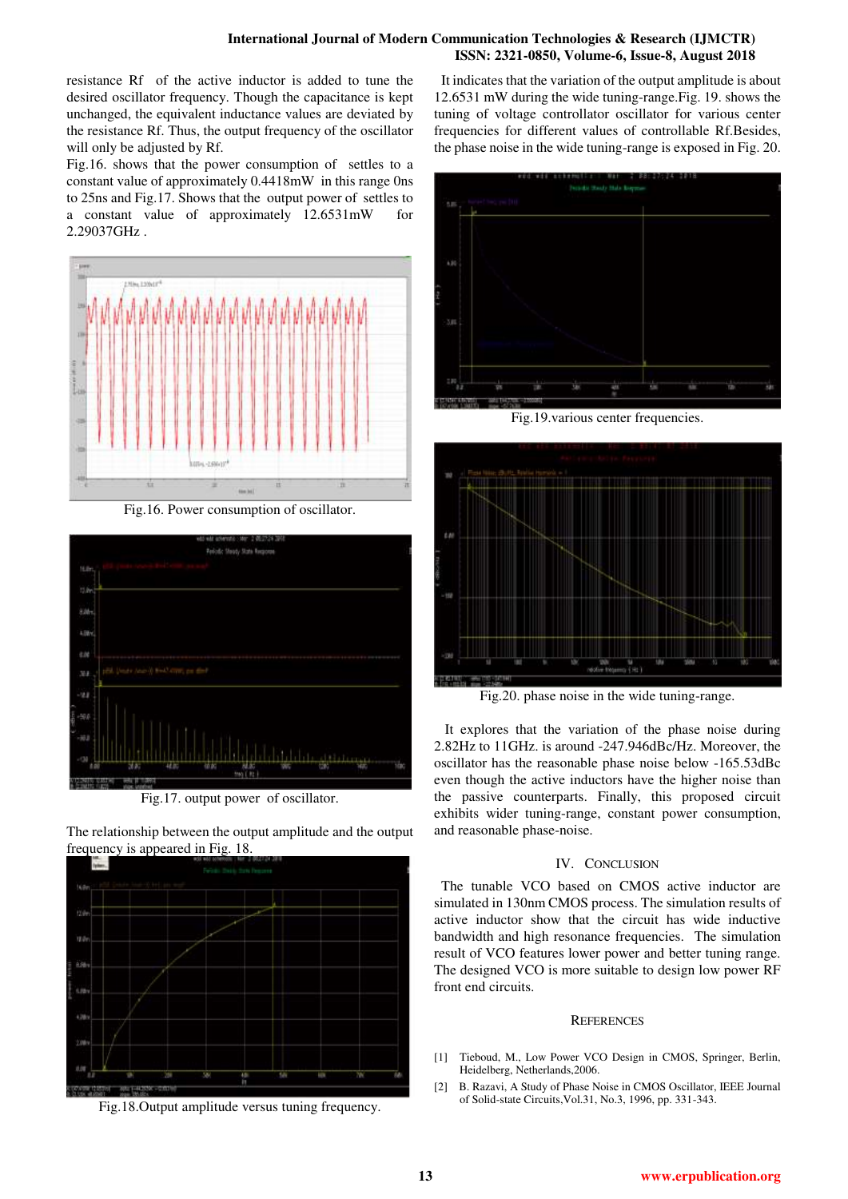resistance Rf of the active inductor is added to tune the desired oscillator frequency. Though the capacitance is kept unchanged, the equivalent inductance values are deviated by the resistance Rf. Thus, the output frequency of the oscillator will only be adjusted by Rf.

Fig.16. shows that the power consumption of settles to a constant value of approximately 0.4418mW in this range 0ns to 25ns and Fig.17. Shows that the output power of settles to a constant value of approximately 12.6531mW for 2.29037GHz .

Fig.16. Power consumption of oscillator.

Fig.17. output power of oscillator.

The relationship between the output amplitude and the output frequency is appeared in Fig. 18.

Fig.18.Output amplitude versus tuning frequency.

It indicates that the variation of the output amplitude is about 12.6531 mW during the wide tuning-range.Fig. 19. shows the tuning of voltage controllator oscillator for various center frequencies for different values of controllable Rf.Besides, the phase noise in the wide tuning-range is exposed in Fig. 20.

Fig.19.various center frequencies.

Fig.20. phase noise in the wide tuning-range.

It explores that the variation of the phase noise during 2.82Hz to 11GHz. is around -247.946dBc/Hz. Moreover, the oscillator has the reasonable phase noise below -165.53dBc even though the active inductors have the higher noise than the passive counterparts. Finally, this proposed circuit exhibits wider tuning-range, constant power consumption, and reasonable phase-noise.

## IV. Conclusion

The tunable VCO based on CMOS active inductor are simulated in 130nm CMOS process. The simulation results of active inductor show that the circuit has wide inductive bandwidth and high resonance frequencies. The simulation result of VCO features lower power and better tuning range. The designed VCO is more suitable to design low power RF front end circuits.

## References

[1] Tieboud, M., Low Power VCO Design in CMOS, Springer, Berlin, Heidelberg, Netherlands,2006.

[2] B. Razavi, A Study of Phase Noise in CMOS Oscillator, IEEE Journal of Solid-state Circuits,Vol.31, No.3, 1996, pp. 331-343.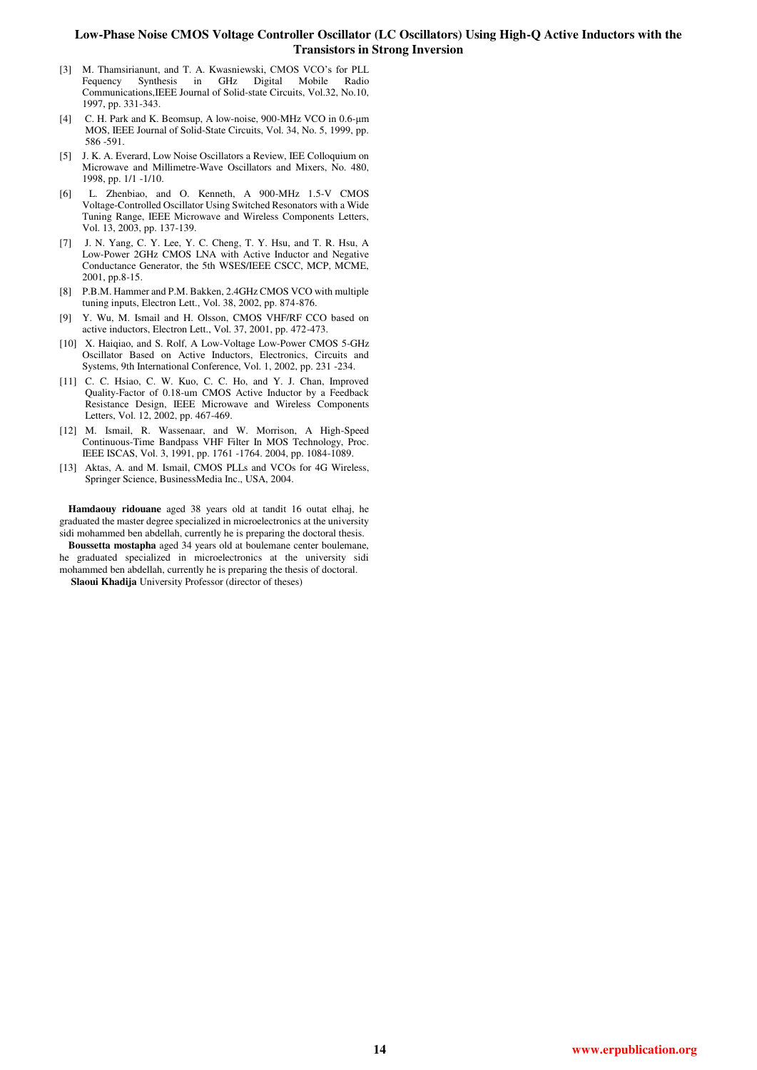[3] M. Thamsirianunt, and T. A. Kwasniewski, CMOS VCO's for PLL Fequency Synthesis in GHz Digital Mobile Radio Communications,IEEE Journal of Solid-state Circuits, Vol.32, No.10, 1997, pp. 331-343.

[4] C. H. Park and K. Beomsup, A low-noise, 900-MHz VCO in 0.6-µm MOS, IEEE Journal of Solid-State Circuits, Vol. 34, No. 5, 1999, pp. 586 -591.

[5] J. K. A. Everard, Low Noise Oscillators a Review, IEE Colloquium on Microwave and Millimetre-Wave Oscillators and Mixers, No. 480, 1998, pp. 1/1 -1/10.

[6] L. Zhenbiao, and O. Kenneth, A 900-MHz 1.5-V CMOS Voltage-Controlled Oscillator Using Switched Resonators with a Wide Tuning Range, IEEE Microwave and Wireless Components Letters, Vol. 13, 2003, pp. 137-139.

[7] J. N. Yang, C. Y. Lee, Y. C. Cheng, T. Y. Hsu, and T. R. Hsu, A Low-Power 2GHz CMOS LNA with Active Inductor and Negative Conductance Generator, the 5th WSES/IEEE CSCC, MCP, MCME, 2001, pp.8-15.

[8] P.B.M. Hammer and P.M. Bakken, 2.4GHz CMOS VCO with multiple tuning inputs, Electron Lett., Vol. 38, 2002, pp. 874-876.

[9] Y. Wu, M. Ismail and H. Olsson, CMOS VHF/RF CCO based on active inductors, Electron Lett., Vol. 37, 2001, pp. 472-473.

[10] X. Haiqiao, and S. Rolf, A Low-Voltage Low-Power CMOS 5-GHz Oscillator Based on Active Inductors, Electronics, Circuits and Systems, 9th International Conference, Vol. 1, 2002, pp. 231 -234.

[11] C. C. Hsiao, C. W. Kuo, C. C. Ho, and Y. J. Chan, Improved Quality-Factor of 0.18-um CMOS Active Inductor by a Feedback Resistance Design, IEEE Microwave and Wireless Components Letters, Vol. 12, 2002, pp. 467-469.

[12] M. Ismail, R. Wassenaar, and W. Morrison, A High-Speed Continuous-Time Bandpass VHF Filter In MOS Technology, Proc. IEEE ISCAS, Vol. 3, 1991, pp. 1761 -1764. 2004, pp. 1084-1089.

[13] Aktas, A. and M. Ismail, CMOS PLLs and VCOs for 4G Wireless, Springer Science, BusinessMedia Inc., USA, 2004.

**Hamdaouy ridouane** aged 38 years old at tandit 16 outat elhaj, he graduated the master degree specialized in microelectronics at the university sidi mohammed ben abdellah, currently he is preparing the doctoral thesis.

**Boussetta mostapha** aged 34 years old at boulemane center boulemane, he graduated specialized in microelectronics at the university sidi mohammed ben abdellah, currently he is preparing the thesis of doctoral.

**Slaoui Khadija** University Professor (director of theses)